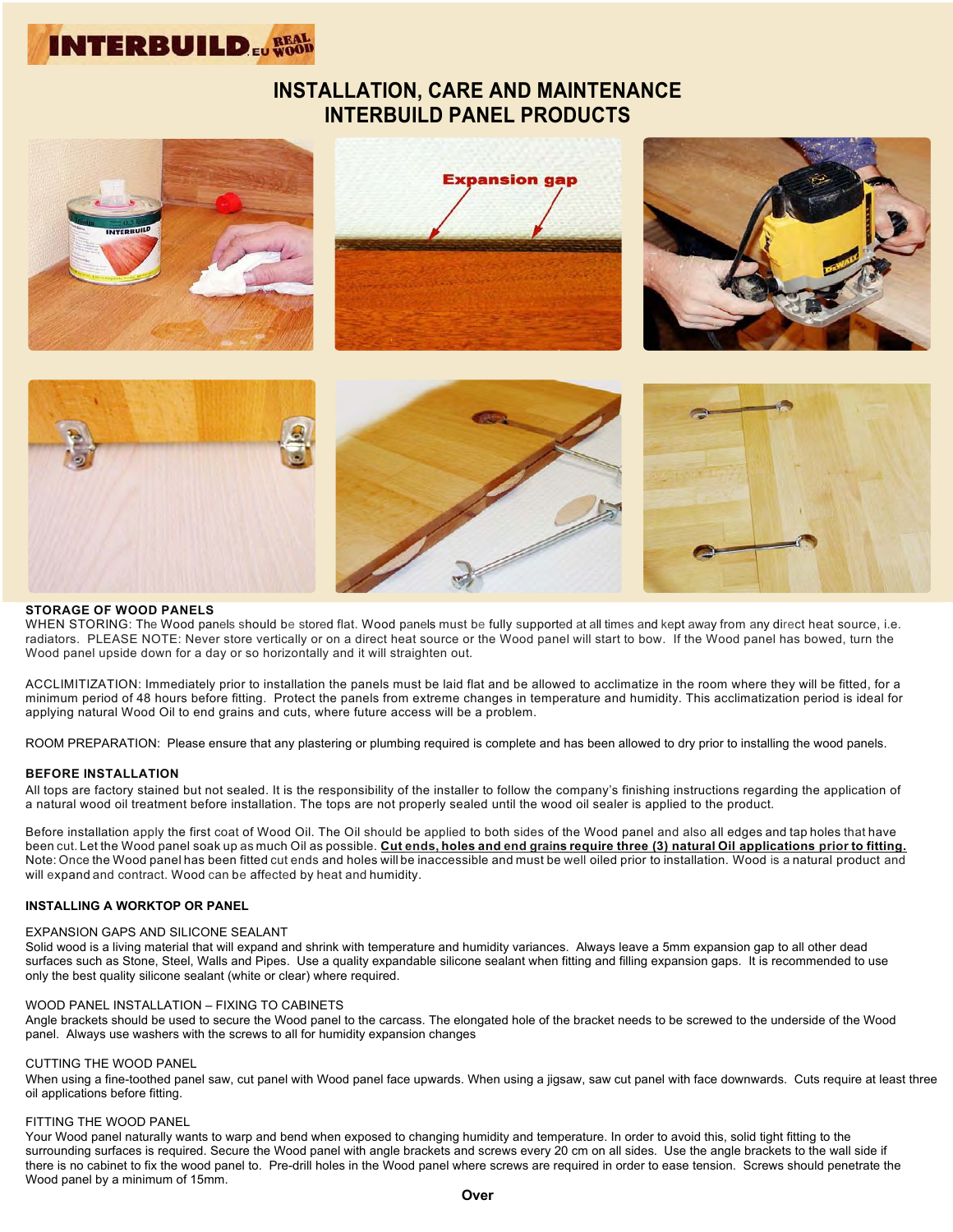# INSTALLATION, CARE AND MAINTENANCE INTERBUILD PANEL PRODUCTS

## STORAGE OF WOOD PANELS

WHEN STORING: The Wood panels should be stored flat. Wood panels must be fully supported at all times and kept away from any direct heat source, i.e. radiators. PLEASE NOTE: Never store vertically or on a direct heat source or the Wood panel will start to bow. If the Wood panel has bowed, turn the Wood panel upside down for a day or so horizontally and it will straighten out.

ACCLIMITIZATION: Immediately prior to installation the panels must be laid flat and be allowed to acclimatize in the room where they will be fitted, for a minimum period of 48 hours before fitting. Protect the panels from extreme changes in temperature and humidity. This acclimatization period is ideal for applying natural Wood Oil to end grains and cuts, where future access will be a problem.

ROOM PREPARATION: Please ensure that any plastering or plumbing required is complete and has been allowed to dry prior to installing the wood panels.

## BEFORE INSTALLATION

All tops are factory stained but not sealed. It is the responsibility of the installer to follow the company's finishing instructions regarding the application of a natural wood oil treatment before installation. The tops are not properly sealed until the wood oil sealer is applied to the product.

Before installation apply the first coat of Wood Oil. The Oil should be applied to both sides of the Wood panel and also all edges and tap holes that have been cut. Let the Wood panel soak up as much Oil as possible. **Cut ends, holes and end grains require three (3) natural Oil applications prior to fitting.** Note: Once the Wood panel has been fitted cut ends and holes will be inaccessible and must be well oiled prior to installation. Wood is a natural product and will expand and contract. Wood can be affected by heat and humidity.

## INSTALLING A WORKTOP OR PANEL

### EXPANSION GAPS AND SILICONE SEALANT

Solid wood is a living material that will expand and shrink with temperature and humidity variances. Always leave a 5mm expansion gap to all other dead surfaces such as Stone, Steel, Walls and Pipes. Use a quality expandable silicone sealant when fitting and filling expansion gaps. It is recommended to use only the best quality silicone sealant (white or clear) where required.

### WOOD PANEL INSTALLATION – FIXING TO CABINETS

Angle brackets should be used to secure the Wood panel to the carcass. The elongated hole of the bracket needs to be screwed to the underside of the Wood panel. Always use washers with the screws to all for humidity expansion changes

### CUTTING THE WOOD PANEL

When using a fine-toothed panel saw, cut panel with Wood panel face upwards. When using a jigsaw, saw cut panel with face downwards. Cuts require at least three oil applications before fitting.

### FITTING THE WOOD PANEL

Your Wood panel naturally wants to warp and bend when exposed to changing humidity and temperature. In order to avoid this, solid tight fitting to the surrounding surfaces is required. Secure the Wood panel with angle brackets and screws every 20 cm on all sides. Use the angle brackets to the wall side if there is no cabinet to fix the wood panel to. Pre-drill holes in the Wood panel where screws are required in order to ease tension. Screws should penetrate the Wood panel by a minimum of 15mm.

**Over**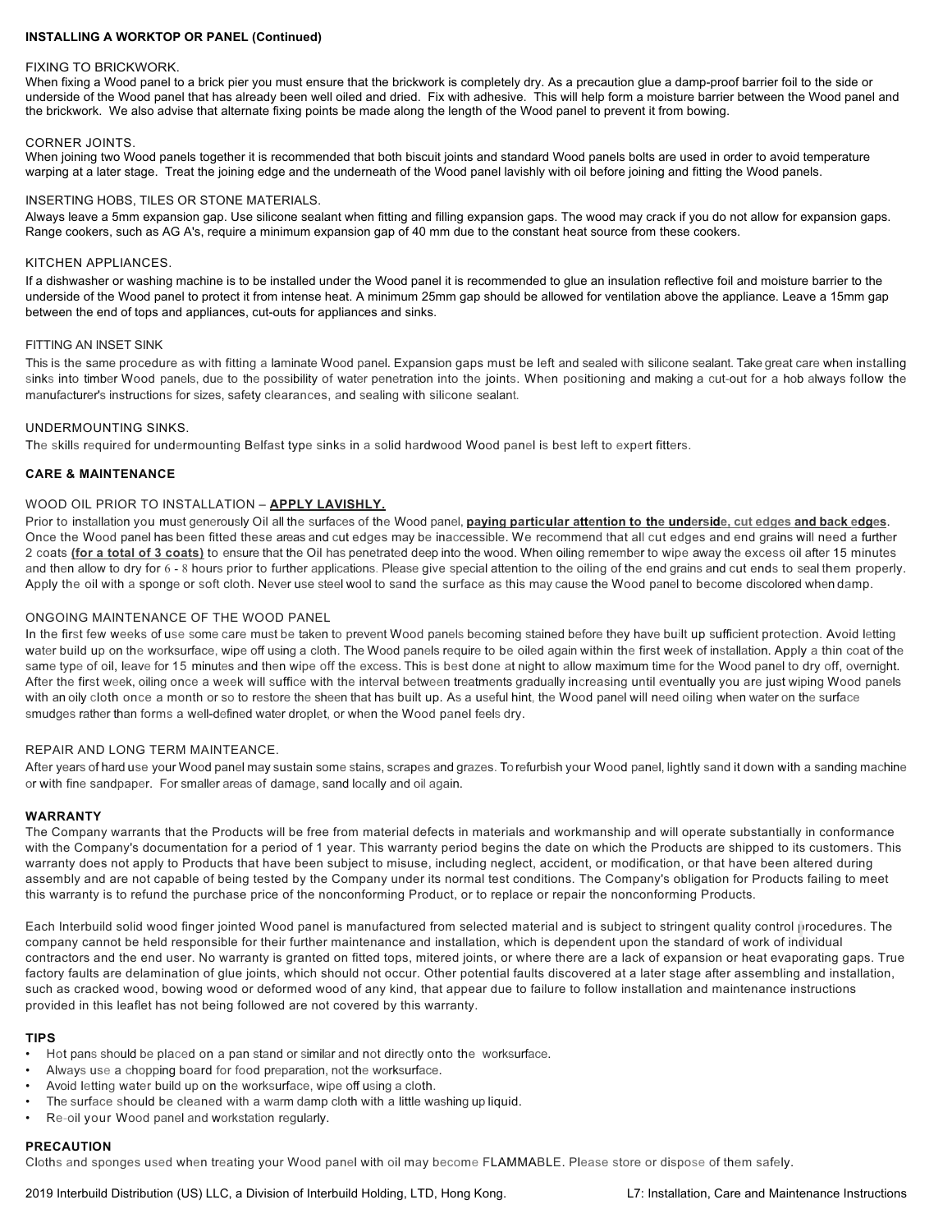**INSTALLING A WORKTOP OR PANEL (Continued)**

FIXING TO BRICKWORK.

When fixing a Wood panel to a brick pier you must ensure that the brickwork is completely dry. As a precaution glue a damp-proof barrier foil to the side or underside of the Wood panel that has already been well oiled and dried. Fix with adhesive. This will help form a moisture barrier between the Wood panel and the brickwork. We also advise that alternate fixing points be made along the length of the Wood panel to prevent it from bowing.

CORNER JOINTS.

When joining two Wood panels together it is recommended that both biscuit joints and standard Wood panels bolts are used in order to avoid temperature warping at a later stage. Treat the joining edge and the underneath of the Wood panel lavishly with oil before joining and fitting the Wood panels.

INSERTING HOBS, TILES OR STONE MATERIALS.

Always leave a 5mm expansion gap. Use silicone sealant when fitting and filling expansion gaps. The wood may crack if you do not allow for expansion gaps. Range cookers, such as AG A's, require a minimum expansion gap of 40 mm due to the constant heat source from these cookers.

KITCHEN APPLIANCES.

If a dishwasher or washing machine is to be installed under the Wood panel it is recommended to glue an insulation reflective foil and moisture barrier to the underside of the Wood panel to protect it from intense heat. A minimum 25mm gap should be allowed for ventilation above the appliance. Leave a 15mm gap between the end of tops and appliances, cut-outs for appliances and sinks.

FITTING AN INSET SINK

This is the same procedure as with fitting a laminate Wood panel. Expansion gaps must be left and sealed with silicone sealant. Take great care when installing sinks into timber Wood panels, due to the possibility of water penetration into the joints. When positioning and making a cut-out for a hob always follow the manufacturer's instructions for sizes, safety clearances, and sealing with silicone sealant.

UNDERMOUNTING SINKS.

The skills required for undermounting Belfast type sinks in a solid hardwood Wood panel is best left to expert fitters.

**CARE & MAINTENANCE**

WOOD OIL PRIOR TO INSTALLATION – **APPLY LAVISHLY.**

Prior to installation you must generously Oil all the surfaces of the Wood panel, **paying particular attention to the underside, cut edges and back edges**. Once the Wood panel has been fitted these areas and cut edges may be inaccessible. We recommend that all cut edges and end grains will need a further 2 coats **(for a total of 3 coats)** to ensure that the Oil has penetrated deep into the wood. When oiling remember to wipe away the excess oil after 15 minutes and then allow to dry for 6 - 8 hours prior to further applications. Please give special attention to the oiling of the end grains and cut ends to seal them properly. Apply the oil with a sponge or soft cloth. Never use steel wool to sand the surface as this may cause the Wood panel to become discolored when damp.

ONGOING MAINTENANCE OF THE WOOD PANEL

In the first few weeks of use some care must be taken to prevent Wood panels becoming stained before they have built up sufficient protection. Avoid letting water build up on the worksurface, wipe off using a cloth. The Wood panels require to be oiled again within the first week of installation. Apply a thin coat of the same type of oil, leave for 15 minutes and then wipe off the excess. This is best done at night to allow maximum time for the Wood panel to dry off, overnight. After the first week, oiling once a week will suffice with the interval between treatments gradually increasing until eventually you are just wiping Wood panels with an oily cloth once a month or so to restore the sheen that has built up. As a useful hint, the Wood panel will need oiling when water on the surface smudges rather than forms a well-defined water droplet, or when the Wood panel feels dry.

REPAIR AND LONG TERM MAINTEANCE.

After years of hard use your Wood panel may sustain some stains, scrapes and grazes. To refurbish your Wood panel, lightly sand it down with a sanding machine or with fine sandpaper. For smaller areas of damage, sand locally and oil again.

**WARRANTY**

The Company warrants that the Products will be free from material defects in materials and workmanship and will operate substantially in conformance with the Company's documentation for a period of 1 year. This warranty period begins the date on which the Products are shipped to its customers. This warranty does not apply to Products that have been subject to misuse, including neglect, accident, or modification, or that have been altered during assembly and are not capable of being tested by the Company under its normal test conditions. The Company's obligation for Products failing to meet this warranty is to refund the purchase price of the nonconforming Product, or to replace or repair the nonconforming Products.

Each Interbuild solid wood finger jointed Wood panel is manufactured from selected material and is subject to stringent quality control procedures. The company cannot be held responsible for their further maintenance and installation, which is dependent upon the standard of work of individual contractors and the end user. No warranty is granted on fitted tops, mitered joints, or where there are a lack of expansion or heat evaporating gaps. True factory faults are delamination of glue joints, which should not occur. Other potential faults discovered at a later stage after assembling and installation, such as cracked wood, bowing wood or deformed wood of any kind, that appear due to failure to follow installation and maintenance instructions provided in this leaflet has not being followed are not covered by this warranty.

**TIPS**

- Hot pans should be placed on a pan stand or similar and not directly onto the worksurface.
- Always use a chopping board for food preparation, not the worksurface.
- Avoid letting water build up on the worksurface, wipe off using a cloth.
- The surface should be cleaned with a warm damp cloth with a little washing up liquid.
- Re-oil your Wood panel and workstation regularly.

**PRECAUTION**

Cloths and sponges used when treating your Wood panel with oil may become FLAMMABLE. Please store or dispose of them safely.

2019 Interbuild Distribution (US) LLC, a Division of Interbuild Holding, LTD, Hong Kong. L7: Installation, Care and Maintenance Instructions